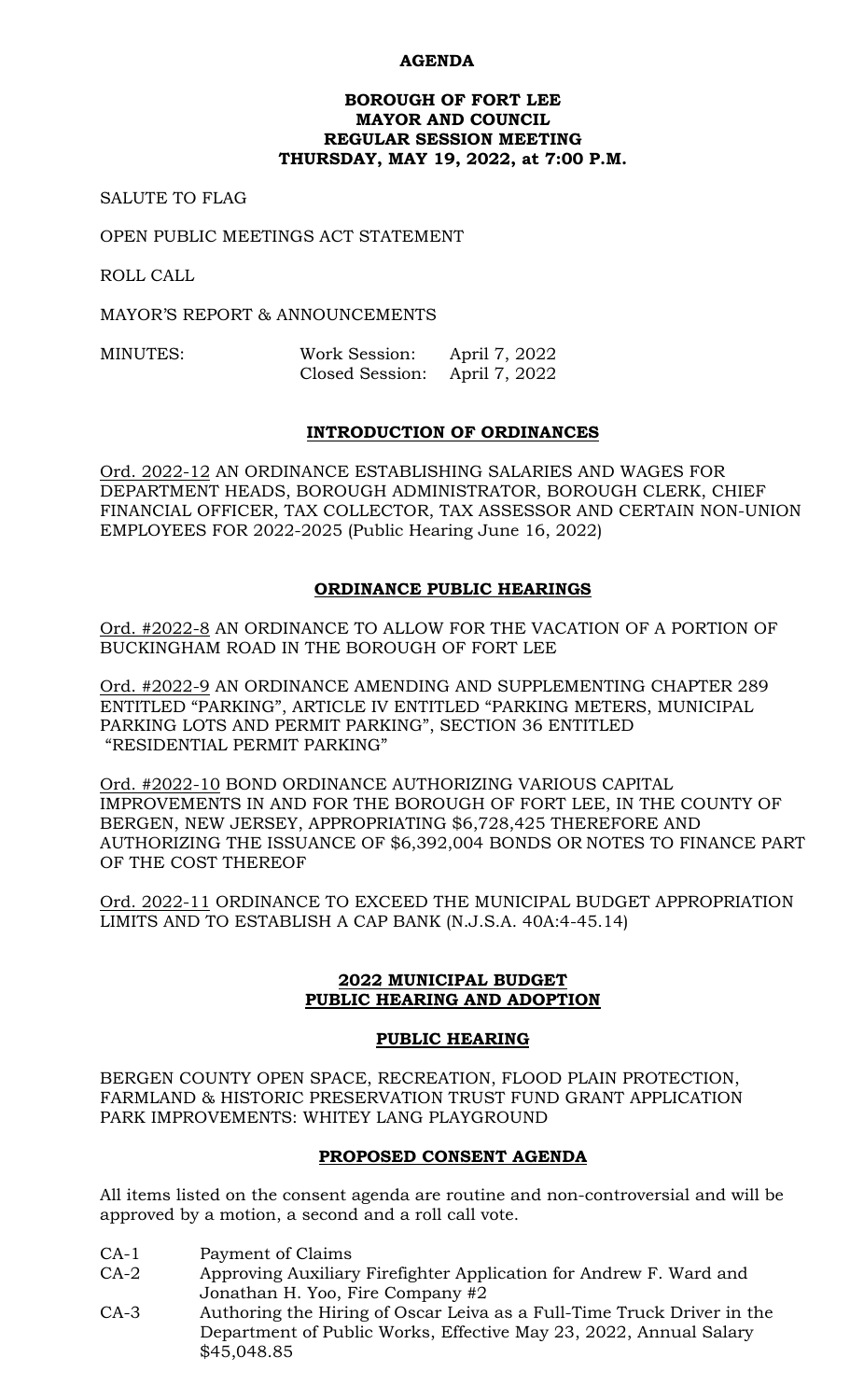# AGENDA

## BOROUGH OF FORT LEE
## MAYOR AND COUNCIL
## REGULAR SESSION MEETING
## THURSDAY, MAY 19, 2022, at 7:00 P.M.

SALUTE TO FLAG

OPEN PUBLIC MEETINGS ACT STATEMENT

ROLL CALL

MAYOR'S REPORT & ANNOUNCEMENTS

| MINUTES: | Work Session: | April 7, 2022 |
|---|---|---|
| | Closed Session: | April 7, 2022 |

### INTRODUCTION OF ORDINANCES

Ord. 2022-12 AN ORDINANCE ESTABLISHING SALARIES AND WAGES FOR DEPARTMENT HEADS, BOROUGH ADMINISTRATOR, BOROUGH CLERK, CHIEF FINANCIAL OFFICER, TAX COLLECTOR, TAX ASSESSOR AND CERTAIN NON-UNION EMPLOYEES FOR 2022-2025 (Public Hearing June 16, 2022)

### ORDINANCE PUBLIC HEARINGS

Ord. #2022-8 AN ORDINANCE TO ALLOW FOR THE VACATION OF A PORTION OF BUCKINGHAM ROAD IN THE BOROUGH OF FORT LEE

Ord. #2022-9 AN ORDINANCE AMENDING AND SUPPLEMENTING CHAPTER 289 ENTITLED "PARKING", ARTICLE IV ENTITLED "PARKING METERS, MUNICIPAL PARKING LOTS AND PERMIT PARKING", SECTION 36 ENTITLED "RESIDENTIAL PERMIT PARKING"

Ord. #2022-10 BOND ORDINANCE AUTHORIZING VARIOUS CAPITAL IMPROVEMENTS IN AND FOR THE BOROUGH OF FORT LEE, IN THE COUNTY OF BERGEN, NEW JERSEY, APPROPRIATING $6,728,425 THEREFORE AND AUTHORIZING THE ISSUANCE OF $6,392,004 BONDS OR NOTES TO FINANCE PART OF THE COST THEREOF

Ord. 2022-11 ORDINANCE TO EXCEED THE MUNICIPAL BUDGET APPROPRIATION LIMITS AND TO ESTABLISH A CAP BANK (N.J.S.A. 40A:4-45.14)

### 2022 MUNICIPAL BUDGET
### PUBLIC HEARING AND ADOPTION

### PUBLIC HEARING

BERGEN COUNTY OPEN SPACE, RECREATION, FLOOD PLAIN PROTECTION, FARMLAND & HISTORIC PRESERVATION TRUST FUND GRANT APPLICATION PARK IMPROVEMENTS: WHITEY LANG PLAYGROUND

### PROPOSED CONSENT AGENDA

All items listed on the consent agenda are routine and non-controversial and will be approved by a motion, a second and a roll call vote.

- CA-1 Payment of Claims
- CA-2 Approving Auxiliary Firefighter Application for Andrew F. Ward and Jonathan H. Yoo, Fire Company #2
- CA-3 Authoring the Hiring of Oscar Leiva as a Full-Time Truck Driver in the Department of Public Works, Effective May 23, 2022, Annual Salary $45,048.85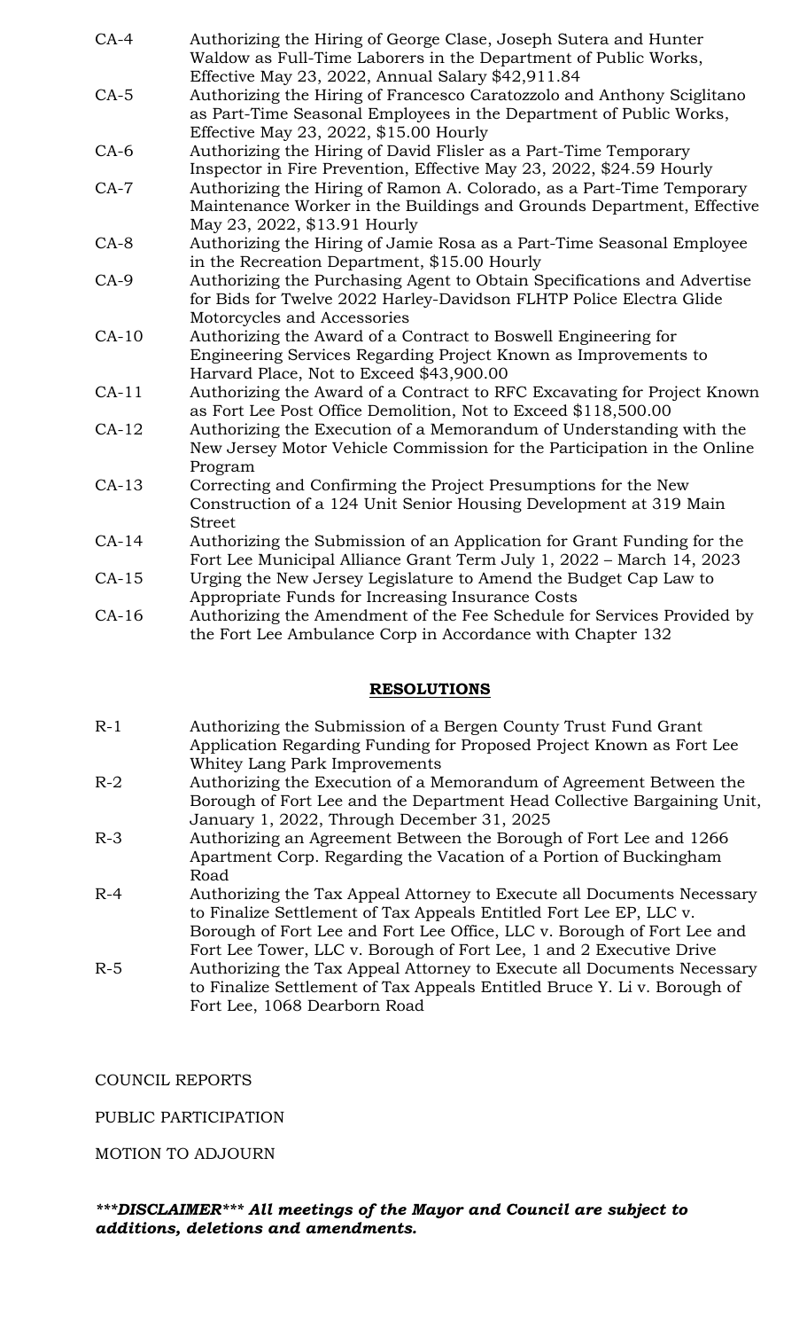CA-4 Authorizing the Hiring of George Clase, Joseph Sutera and Hunter Waldow as Full-Time Laborers in the Department of Public Works, Effective May 23, 2022, Annual Salary $42,911.84

CA-5 Authorizing the Hiring of Francesco Caratozzolo and Anthony Sciglitano as Part-Time Seasonal Employees in the Department of Public Works, Effective May 23, 2022, $15.00 Hourly

CA-6 Authorizing the Hiring of David Flisler as a Part-Time Temporary Inspector in Fire Prevention, Effective May 23, 2022, $24.59 Hourly

CA-7 Authorizing the Hiring of Ramon A. Colorado, as a Part-Time Temporary Maintenance Worker in the Buildings and Grounds Department, Effective May 23, 2022, $13.91 Hourly

CA-8 Authorizing the Hiring of Jamie Rosa as a Part-Time Seasonal Employee in the Recreation Department, $15.00 Hourly

CA-9 Authorizing the Purchasing Agent to Obtain Specifications and Advertise for Bids for Twelve 2022 Harley-Davidson FLHTP Police Electra Glide Motorcycles and Accessories

CA-10 Authorizing the Award of a Contract to Boswell Engineering for Engineering Services Regarding Project Known as Improvements to Harvard Place, Not to Exceed $43,900.00

CA-11 Authorizing the Award of a Contract to RFC Excavating for Project Known as Fort Lee Post Office Demolition, Not to Exceed $118,500.00

CA-12 Authorizing the Execution of a Memorandum of Understanding with the New Jersey Motor Vehicle Commission for the Participation in the Online Program

CA-13 Correcting and Confirming the Project Presumptions for the New Construction of a 124 Unit Senior Housing Development at 319 Main Street

CA-14 Authorizing the Submission of an Application for Grant Funding for the Fort Lee Municipal Alliance Grant Term July 1, 2022 – March 14, 2023

CA-15 Urging the New Jersey Legislature to Amend the Budget Cap Law to Appropriate Funds for Increasing Insurance Costs

CA-16 Authorizing the Amendment of the Fee Schedule for Services Provided by the Fort Lee Ambulance Corp in Accordance with Chapter 132

**RESOLUTIONS**

R-1 Authorizing the Submission of a Bergen County Trust Fund Grant Application Regarding Funding for Proposed Project Known as Fort Lee Whitey Lang Park Improvements

R-2 Authorizing the Execution of a Memorandum of Agreement Between the Borough of Fort Lee and the Department Head Collective Bargaining Unit, January 1, 2022, Through December 31, 2025

R-3 Authorizing an Agreement Between the Borough of Fort Lee and 1266 Apartment Corp. Regarding the Vacation of a Portion of Buckingham Road

R-4 Authorizing the Tax Appeal Attorney to Execute all Documents Necessary to Finalize Settlement of Tax Appeals Entitled Fort Lee EP, LLC v. Borough of Fort Lee and Fort Lee Office, LLC v. Borough of Fort Lee and Fort Lee Tower, LLC v. Borough of Fort Lee, 1 and 2 Executive Drive

R-5 Authorizing the Tax Appeal Attorney to Execute all Documents Necessary to Finalize Settlement of Tax Appeals Entitled Bruce Y. Li v. Borough of Fort Lee, 1068 Dearborn Road

COUNCIL REPORTS

PUBLIC PARTICIPATION

MOTION TO ADJOURN

***\*\*\*DISCLAIMER\*\*\* All meetings of the Mayor and Council are subject to additions, deletions and amendments.***